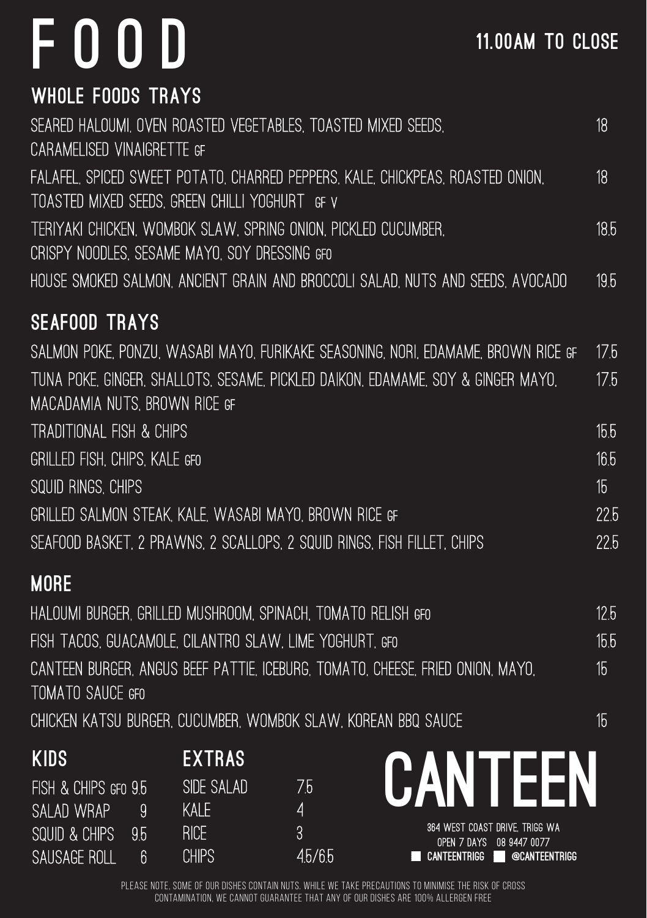# FOOD

**11.00AM TO CLOSE**

## WHOLE FOODS TRAYS

| Item | Price |
|---|---|
| SEARED HALOUMI, OVEN ROASTED VEGETABLES, TOASTED MIXED SEEDS, CARAMELISED VINAIGRETTE GF | 18 |
| FALAFEL, SPICED SWEET POTATO, CHARRED PEPPERS, KALE, CHICKPEAS, ROASTED ONION, TOASTED MIXED SEEDS, GREEN CHILLI YOGHURT GF V | 18 |
| TERIYAKI CHICKEN, WOMBOK SLAW, SPRING ONION, PICKLED CUCUMBER, CRISPY NOODLES, SESAME MAYO, SOY DRESSING GFO | 18.5 |
| HOUSE SMOKED SALMON, ANCIENT GRAIN AND BROCCOLI SALAD, NUTS AND SEEDS, AVOCADO | 19.5 |

## SEAFOOD TRAYS

| Item | Price |
|---|---|
| SALMON POKE, PONZU, WASABI MAYO, FURIKAKE SEASONING, NORI, EDAMAME, BROWN RICE GF | 17.5 |
| TUNA POKE, GINGER, SHALLOTS, SESAME, PICKLED DAIKON, EDAMAME, SOY & GINGER MAYO, MACADAMIA NUTS, BROWN RICE GF | 17.5 |
| TRADITIONAL FISH & CHIPS | 15.5 |
| GRILLED FISH, CHIPS, KALE GFO | 16.5 |
| SQUID RINGS, CHIPS | 15 |
| GRILLED SALMON STEAK, KALE, WASABI MAYO, BROWN RICE GF | 22.5 |
| SEAFOOD BASKET, 2 PRAWNS, 2 SCALLOPS, 2 SQUID RINGS, FISH FILLET, CHIPS | 22.5 |

## MORE

| Item | Price |
|---|---|
| HALOUMI BURGER, GRILLED MUSHROOM, SPINACH, TOMATO RELISH GFO | 12.5 |
| FISH TACOS, GUACAMOLE, CILANTRO SLAW, LIME YOGHURT, GFO | 15.5 |
| CANTEEN BURGER, ANGUS BEEF PATTIE, ICEBURG, TOMATO, CHEESE, FRIED ONION, MAYO, TOMATO SAUCE GFO | 15 |
| CHICKEN KATSU BURGER, CUCUMBER, WOMBOK SLAW, KOREAN BBQ SAUCE | 15 |

## KIDS

| Item | Price |
|---|---|
| FISH & CHIPS GFO | 9.5 |
| SALAD WRAP | 9 |
| SQUID & CHIPS | 9.5 |
| SAUSAGE ROLL | 6 |

## EXTRAS

| Item | Price |
|---|---|
| SIDE SALAD | 7.5 |
| KALE | 4 |
| RICE | 3 |
| CHIPS | 4.5/6.5 |

# CANTEEN

364 WEST COAST DRIVE, TRIGG WA

OPEN 7 DAYS 08 9447 0077

CANTEENTRIGG @CANTEENTRIGG

PLEASE NOTE, SOME OF OUR DISHES CONTAIN NUTS. WHILE WE TAKE PRECAUTIONS TO MINIMISE THE RISK OF CROSS CONTAMINATION, WE CANNOT GUARANTEE THAT ANY OF OUR DISHES ARE 100% ALLERGEN FREE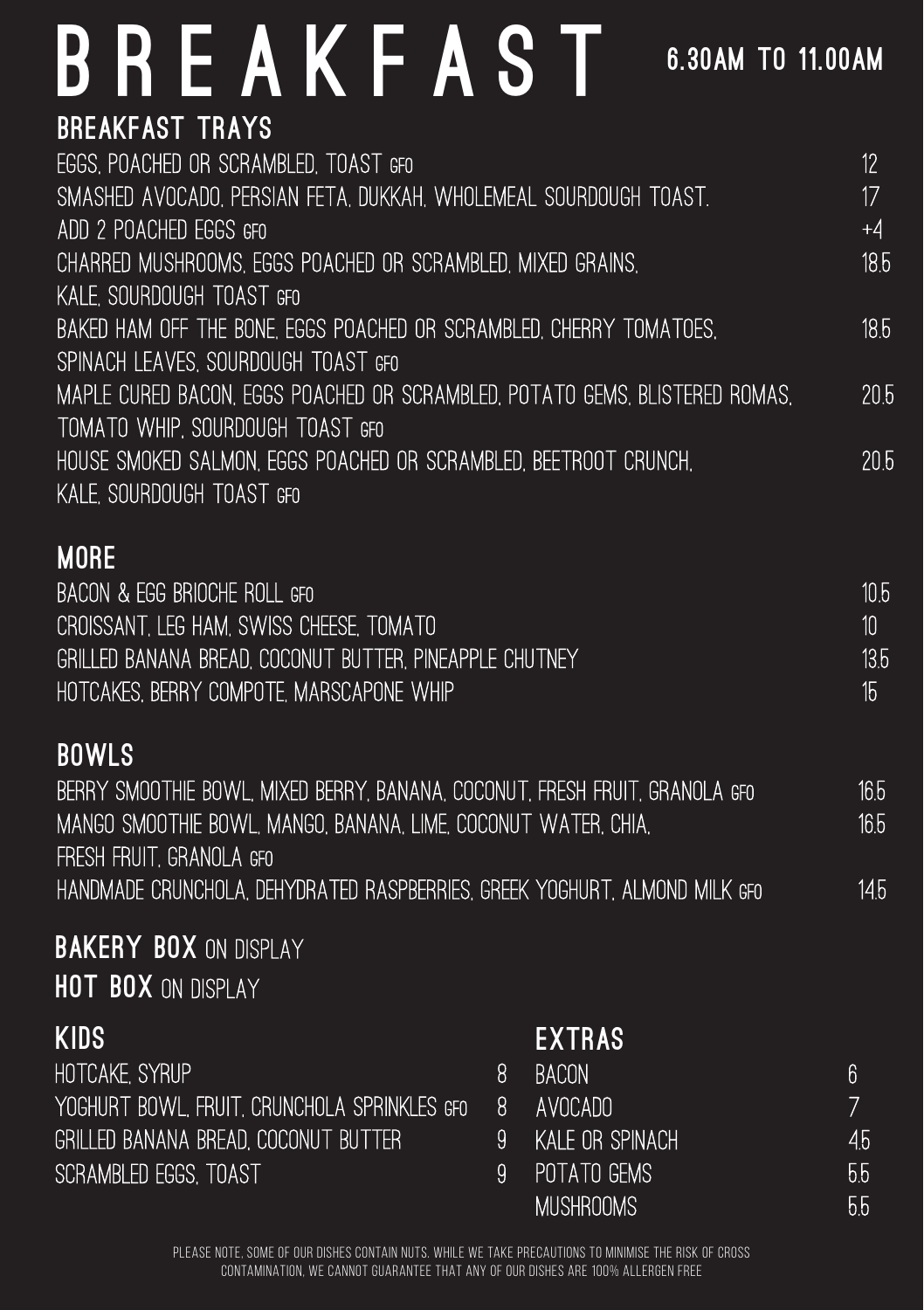# BREAKFAST

6.30AM TO 11.00AM

## BREAKFAST TRAYS

| | |
|---|---|
| EGGS, POACHED OR SCRAMBLED, TOAST GFO | 12 |
| SMASHED AVOCADO, PERSIAN FETA, DUKKAH, WHOLEMEAL SOURDOUGH TOAST. | 17 |
| ADD 2 POACHED EGGS GFO | +4 |
| CHARRED MUSHROOMS, EGGS POACHED OR SCRAMBLED, MIXED GRAINS, KALE, SOURDOUGH TOAST GFO | 18.5 |
| BAKED HAM OFF THE BONE, EGGS POACHED OR SCRAMBLED, CHERRY TOMATOES, SPINACH LEAVES, SOURDOUGH TOAST GFO | 18.5 |
| MAPLE CURED BACON, EGGS POACHED OR SCRAMBLED, POTATO GEMS, BLISTERED ROMAS, TOMATO WHIP, SOURDOUGH TOAST GFO | 20.5 |
| HOUSE SMOKED SALMON, EGGS POACHED OR SCRAMBLED, BEETROOT CRUNCH, KALE, SOURDOUGH TOAST GFO | 20.5 |

## MORE

| | |
|---|---|
| BACON & EGG BRIOCHE ROLL GFO | 10.5 |
| CROISSANT, LEG HAM, SWISS CHEESE, TOMATO | 10 |
| GRILLED BANANA BREAD, COCONUT BUTTER, PINEAPPLE CHUTNEY | 13.5 |
| HOTCAKES, BERRY COMPOTE, MARSCAPONE WHIP | 15 |

## BOWLS

| | |
|---|---|
| BERRY SMOOTHIE BOWL, MIXED BERRY, BANANA, COCONUT, FRESH FRUIT, GRANOLA GFO | 16.5 |
| MANGO SMOOTHIE BOWL, MANGO, BANANA, LIME, COCONUT WATER, CHIA, FRESH FRUIT, GRANOLA GFO | 16.5 |
| HANDMADE CRUNCHOLA, DEHYDRATED RASPBERRIES, GREEK YOGHURT, ALMOND MILK GFO | 14.5 |

**BAKERY BOX** ON DISPLAY

**HOT BOX** ON DISPLAY

## KIDS

| | |
|---|---|
| HOTCAKE, SYRUP | 8 |
| YOGHURT BOWL, FRUIT, CRUNCHOLA SPRINKLES GFO | 8 |
| GRILLED BANANA BREAD, COCONUT BUTTER | 9 |
| SCRAMBLED EGGS, TOAST | 9 |

## EXTRAS

| | |
|---|---|
| BACON | 6 |
| AVOCADO | 7 |
| KALE OR SPINACH | 4.5 |
| POTATO GEMS | 5.5 |
| MUSHROOMS | 5.5 |

PLEASE NOTE, SOME OF OUR DISHES CONTAIN NUTS. WHILE WE TAKE PRECAUTIONS TO MINIMISE THE RISK OF CROSS CONTAMINATION, WE CANNOT GUARANTEE THAT ANY OF OUR DISHES ARE 100% ALLERGEN FREE